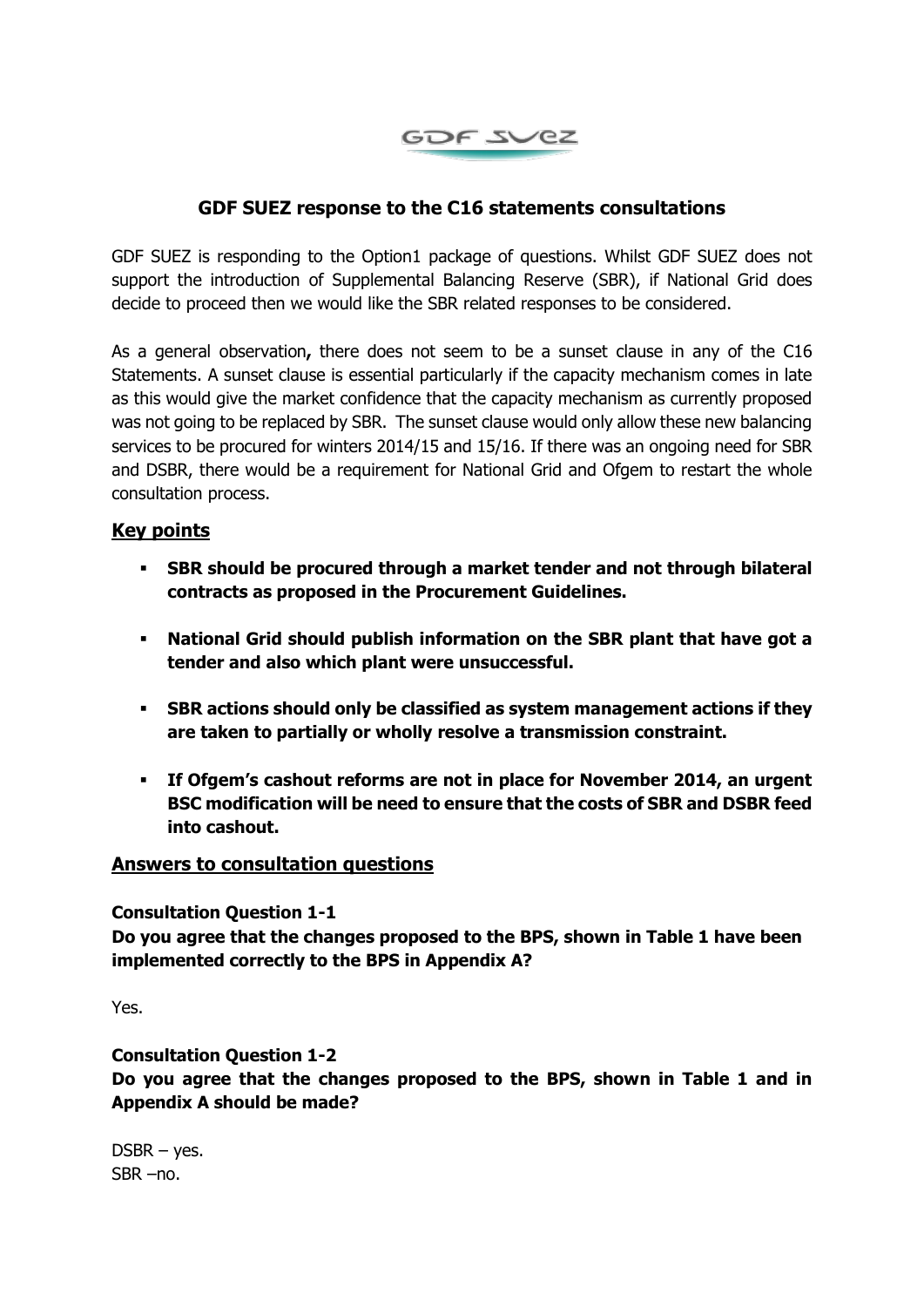# GDF SUEZ response to the C16 statements consultations

GDF SUEZ is responding to the Option1 package of questions. Whilst GDF SUEZ does not support the introduction of Supplemental Balancing Reserve (SBR), if National Grid does decide to proceed then we would like the SBR related responses to be considered.

As a general observation**,** there does not seem to be a sunset clause in any of the C16 Statements. A sunset clause is essential particularly if the capacity mechanism comes in late as this would give the market confidence that the capacity mechanism as currently proposed was not going to be replaced by SBR. The sunset clause would only allow these new balancing services to be procured for winters 2014/15 and 15/16. If there was an ongoing need for SBR and DSBR, there would be a requirement for National Grid and Ofgem to restart the whole consultation process.

## Key points

- **SBR should be procured through a market tender and not through bilateral contracts as proposed in the Procurement Guidelines.**
- **National Grid should publish information on the SBR plant that have got a tender and also which plant were unsuccessful.**
- **SBR actions should only be classified as system management actions if they are taken to partially or wholly resolve a transmission constraint.**
- **If Ofgem's cashout reforms are not in place for November 2014, an urgent BSC modification will be need to ensure that the costs of SBR and DSBR feed into cashout.**

## Answers to consultation questions

**Consultation Question 1-1**

**Do you agree that the changes proposed to the BPS, shown in Table 1 have been implemented correctly to the BPS in Appendix A?**

Yes.

**Consultation Question 1-2**

**Do you agree that the changes proposed to the BPS, shown in Table 1 and in Appendix A should be made?**

DSBR – yes.
SBR –no.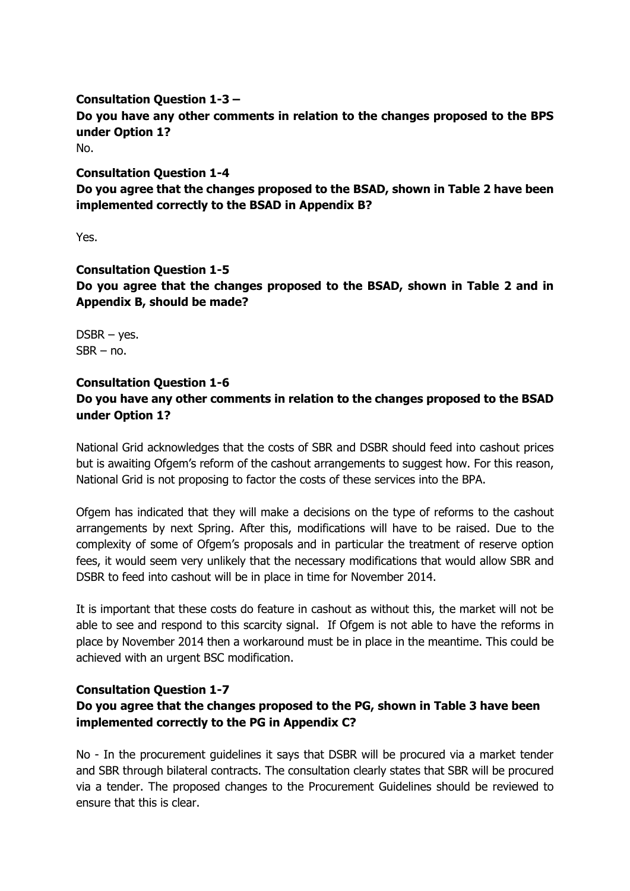**Consultation Question 1-3 –**
**Do you have any other comments in relation to the changes proposed to the BPS under Option 1?**

No.

**Consultation Question 1-4**
**Do you agree that the changes proposed to the BSAD, shown in Table 2 have been implemented correctly to the BSAD in Appendix B?**

Yes.

**Consultation Question 1-5**
**Do you agree that the changes proposed to the BSAD, shown in Table 2 and in Appendix B, should be made?**

DSBR – yes.
SBR – no.

**Consultation Question 1-6**
**Do you have any other comments in relation to the changes proposed to the BSAD under Option 1?**

National Grid acknowledges that the costs of SBR and DSBR should feed into cashout prices but is awaiting Ofgem's reform of the cashout arrangements to suggest how. For this reason, National Grid is not proposing to factor the costs of these services into the BPA.

Ofgem has indicated that they will make a decisions on the type of reforms to the cashout arrangements by next Spring. After this, modifications will have to be raised. Due to the complexity of some of Ofgem's proposals and in particular the treatment of reserve option fees, it would seem very unlikely that the necessary modifications that would allow SBR and DSBR to feed into cashout will be in place in time for November 2014.

It is important that these costs do feature in cashout as without this, the market will not be able to see and respond to this scarcity signal. If Ofgem is not able to have the reforms in place by November 2014 then a workaround must be in place in the meantime. This could be achieved with an urgent BSC modification.

**Consultation Question 1-7**
**Do you agree that the changes proposed to the PG, shown in Table 3 have been implemented correctly to the PG in Appendix C?**

No - In the procurement guidelines it says that DSBR will be procured via a market tender and SBR through bilateral contracts. The consultation clearly states that SBR will be procured via a tender. The proposed changes to the Procurement Guidelines should be reviewed to ensure that this is clear.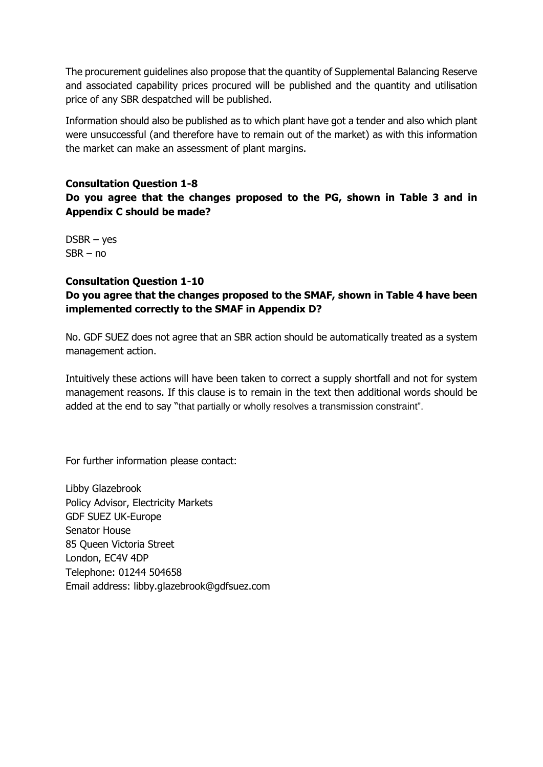The procurement guidelines also propose that the quantity of Supplemental Balancing Reserve and associated capability prices procured will be published and the quantity and utilisation price of any SBR despatched will be published.

Information should also be published as to which plant have got a tender and also which plant were unsuccessful (and therefore have to remain out of the market) as with this information the market can make an assessment of plant margins.

**Consultation Question 1-8**

**Do you agree that the changes proposed to the PG, shown in Table 3 and in Appendix C should be made?**

DSBR – yes
SBR – no

**Consultation Question 1-10**

**Do you agree that the changes proposed to the SMAF, shown in Table 4 have been implemented correctly to the SMAF in Appendix D?**

No. GDF SUEZ does not agree that an SBR action should be automatically treated as a system management action.

Intuitively these actions will have been taken to correct a supply shortfall and not for system management reasons. If this clause is to remain in the text then additional words should be added at the end to say "that partially or wholly resolves a transmission constraint".

For further information please contact:

Libby Glazebrook
Policy Advisor, Electricity Markets
GDF SUEZ UK-Europe
Senator House
85 Queen Victoria Street
London, EC4V 4DP
Telephone: 01244 504658
Email address: libby.glazebrook@gdfsuez.com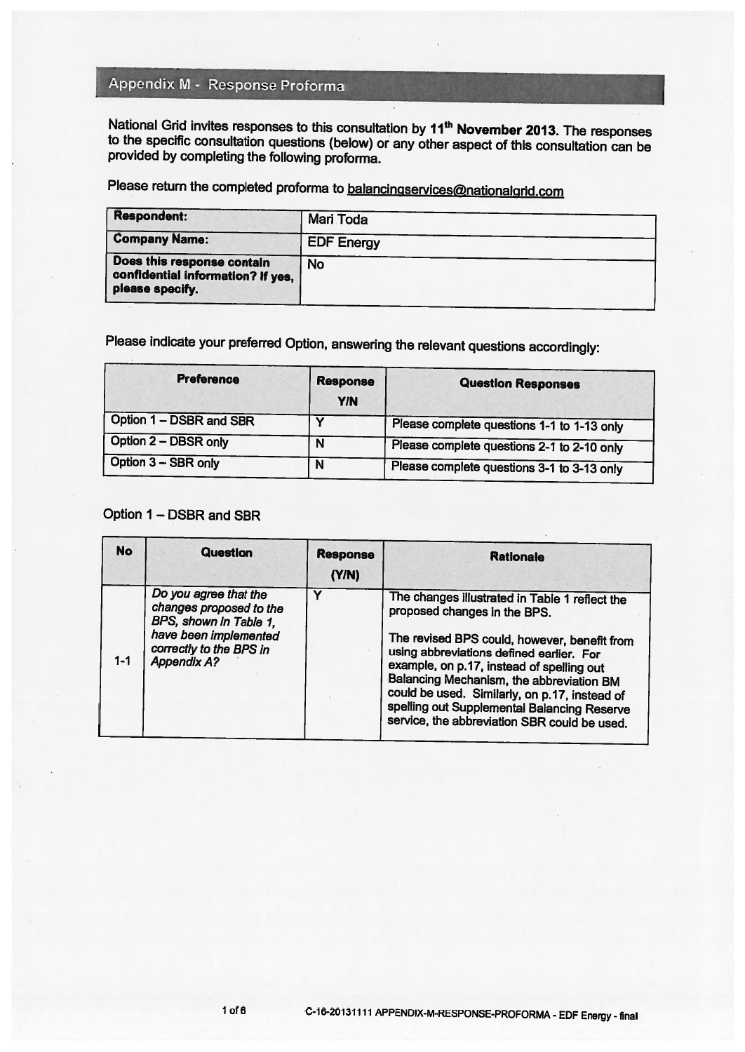## Appendix M - Response Proforma

National Grid invites responses to this consultation by **11th November 2013**. The responses to the specific consultation questions (below) or any other aspect of this consultation can be provided by completing the following proforma.

Please return the completed proforma to balancingservices@nationalgrid.com

| **Respondent:** | Mari Toda |
|---|---|
| **Company Name:** | EDF Energy |
| **Does this response contain confidential information? If yes, please specify.** | No |

Please indicate your preferred Option, answering the relevant questions accordingly:

| Preference | Response Y/N | Question Responses |
|---|---|---|
| Option 1 – DSBR and SBR | Y | Please complete questions 1-1 to 1-13 only |
| Option 2 – DBSR only | N | Please complete questions 2-1 to 2-10 only |
| Option 3 – SBR only | N | Please complete questions 3-1 to 3-13 only |

Option 1 – DSBR and SBR

| No | Question | Response (Y/N) | Rationale |
|---|---|---|---|
| 1-1 | *Do you agree that the changes proposed to the BPS, shown in Table 1, have been implemented correctly to the BPS in Appendix A?* | Y | The changes illustrated in Table 1 reflect the proposed changes in the BPS.<br><br>The revised BPS could, however, benefit from using abbreviations defined earlier. For example, on p.17, instead of spelling out Balancing Mechanism, the abbreviation BM could be used. Similarly, on p.17, instead of spelling out Supplemental Balancing Reserve service, the abbreviation SBR could be used. |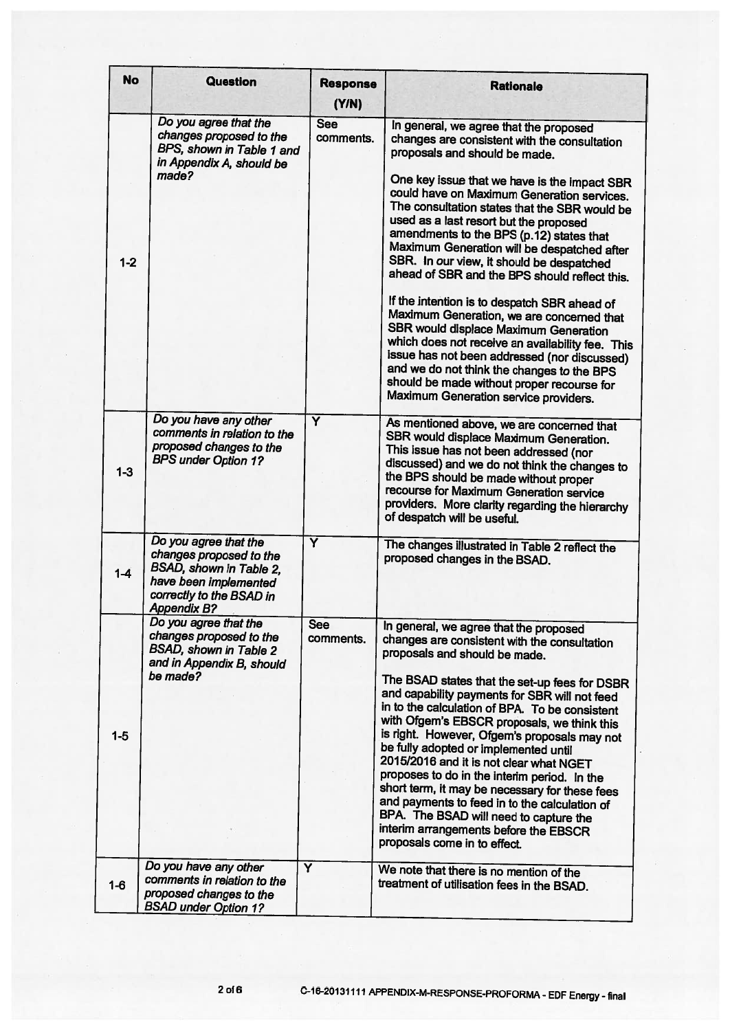| No | Question | Response (Y/N) | Rationale |
|---|---|---|---|
| 1-2 | *Do you agree that the changes proposed to the BPS, shown in Table 1 and in Appendix A, should be made?* | See comments. | In general, we agree that the proposed changes are consistent with the consultation proposals and should be made.<br><br>One key issue that we have is the impact SBR could have on Maximum Generation services. The consultation states that the SBR would be used as a last resort but the proposed amendments to the BPS (p.12) states that Maximum Generation will be despatched after SBR. In our view, it should be despatched ahead of SBR and the BPS should reflect this.<br><br>If the intention is to despatch SBR ahead of Maximum Generation, we are concerned that SBR would displace Maximum Generation which does not receive an availability fee. This issue has not been addressed (nor discussed) and we do not think the changes to the BPS should be made without proper recourse for Maximum Generation service providers. |
| 1-3 | *Do you have any other comments in relation to the proposed changes to the BPS under Option 1?* | Y | As mentioned above, we are concerned that SBR would displace Maximum Generation. This issue has not been addressed (nor discussed) and we do not think the changes to the BPS should be made without proper recourse for Maximum Generation service providers. More clarity regarding the hierarchy of despatch will be useful. |
| 1-4 | *Do you agree that the changes proposed to the BSAD, shown in Table 2, have been implemented correctly to the BSAD in Appendix B?* | Y | The changes illustrated in Table 2 reflect the proposed changes in the BSAD. |
| 1-5 | *Do you agree that the changes proposed to the BSAD, shown in Table 2 and in Appendix B, should be made?* | See comments. | In general, we agree that the proposed changes are consistent with the consultation proposals and should be made.<br><br>The BSAD states that the set-up fees for DSBR and capability payments for SBR will not feed in to the calculation of BPA. To be consistent with Ofgem's EBSCR proposals, we think this is right. However, Ofgem's proposals may not be fully adopted or implemented until 2015/2016 and it is not clear what NGET proposes to do in the interim period. In the short term, it may be necessary for these fees and payments to feed in to the calculation of BPA. The BSAD will need to capture the interim arrangements before the EBSCR proposals come in to effect. |
| 1-6 | *Do you have any other comments in relation to the proposed changes to the BSAD under Option 1?* | Y | We note that there is no mention of the treatment of utilisation fees in the BSAD. |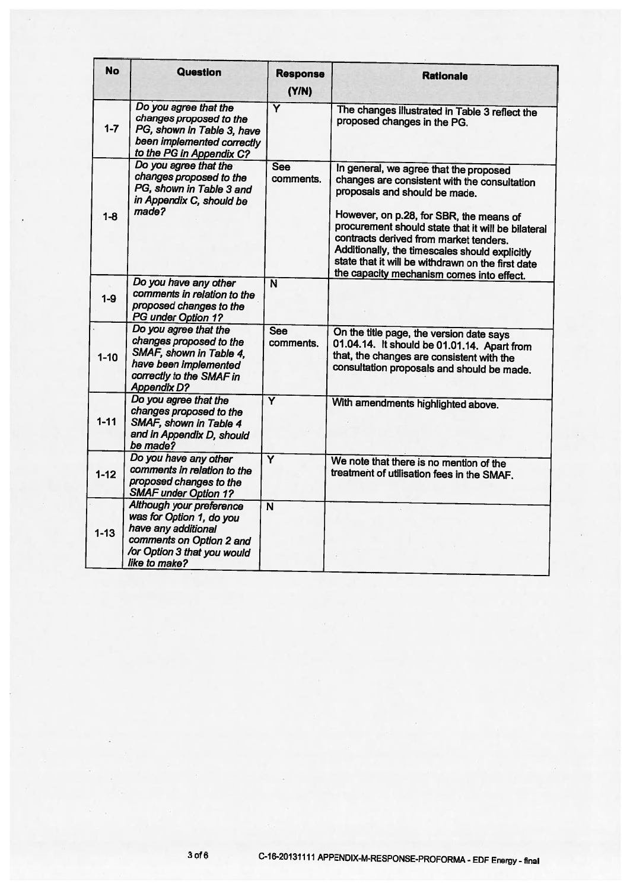| No | Question | Response (Y/N) | Rationale |
|---|---|---|---|
| 1-7 | *Do you agree that the changes proposed to the PG, shown in Table 3, have been implemented correctly to the PG in Appendix C?* | Y | The changes illustrated in Table 3 reflect the proposed changes in the PG. |
| 1-8 | *Do you agree that the changes proposed to the PG, shown in Table 3 and in Appendix C, should be made?* | See comments. | In general, we agree that the proposed changes are consistent with the consultation proposals and should be made.<br><br>However, on p.28, for SBR, the means of procurement should state that it will be bilateral contracts derived from market tenders. Additionally, the timescales should explicitly state that it will be withdrawn on the first date the capacity mechanism comes into effect. |
| 1-9 | *Do you have any other comments in relation to the proposed changes to the PG under Option 1?* | N | |
| 1-10 | *Do you agree that the changes proposed to the SMAF, shown in Table 4, have been implemented correctly to the SMAF in Appendix D?* | See comments. | On the title page, the version date says 01.04.14. It should be 01.01.14. Apart from that, the changes are consistent with the consultation proposals and should be made. |
| 1-11 | *Do you agree that the changes proposed to the SMAF, shown in Table 4 and in Appendix D, should be made?* | Y | With amendments highlighted above. |
| 1-12 | *Do you have any other comments in relation to the proposed changes to the SMAF under Option 1?* | Y | We note that there is no mention of the treatment of utilisation fees in the SMAF. |
| 1-13 | *Although your preference was for Option 1, do you have any additional comments on Option 2 and /or Option 3 that you would like to make?* | N | |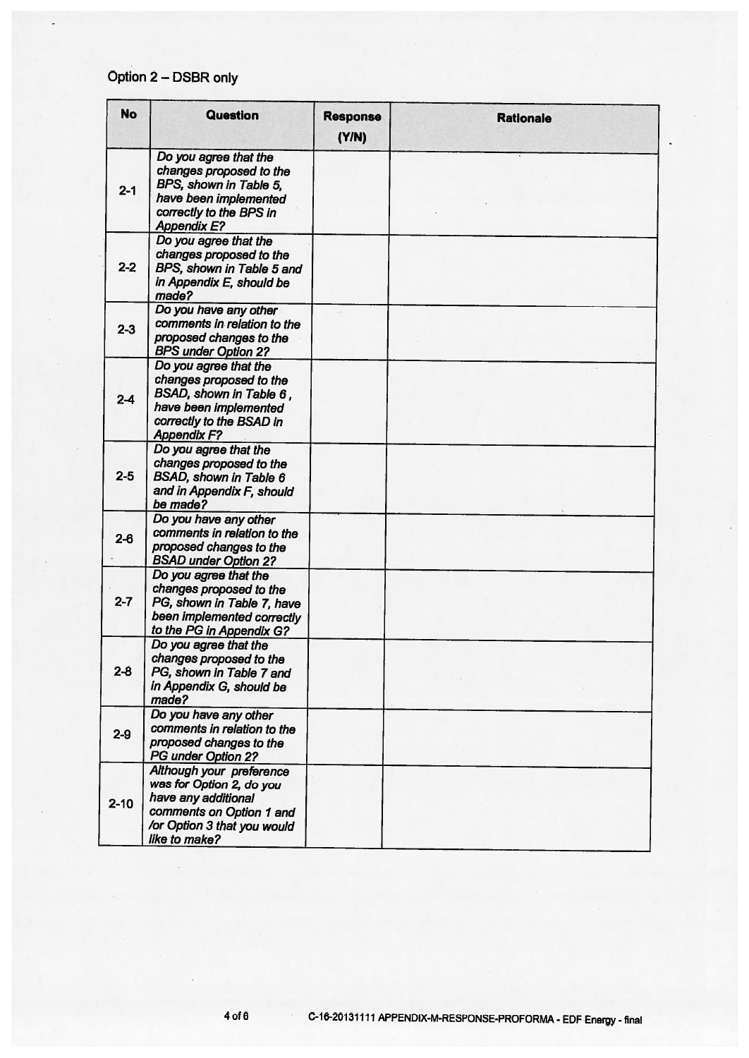Option 2 – DSBR only

| No | Question | Response (Y/N) | Rationale |
|---|---|---|---|
| 2-1 | *Do you agree that the changes proposed to the BPS, shown in Table 5, have been implemented correctly to the BPS in Appendix E?* | | |
| 2-2 | *Do you agree that the changes proposed to the BPS, shown in Table 5 and in Appendix E, should be made?* | | |
| 2-3 | *Do you have any other comments in relation to the proposed changes to the BPS under Option 2?* | | |
| 2-4 | *Do you agree that the changes proposed to the BSAD, shown in Table 6 , have been implemented correctly to the BSAD in Appendix F?* | | |
| 2-5 | *Do you agree that the changes proposed to the BSAD, shown in Table 6 and in Appendix F, should be made?* | | |
| 2-6 | *Do you have any other comments in relation to the proposed changes to the BSAD under Option 2?* | | |
| 2-7 | *Do you agree that the changes proposed to the PG, shown in Table 7, have been implemented correctly to the PG in Appendix G?* | | |
| 2-8 | *Do you agree that the changes proposed to the PG, shown in Table 7 and in Appendix G, should be made?* | | |
| 2-9 | *Do you have any other comments in relation to the proposed changes to the PG under Option 2?* | | |
| 2-10 | *Although your preference was for Option 2, do you have any additional comments on Option 1 and /or Option 3 that you would like to make?* | | |

C-16-20131111 APPENDIX-M-RESPONSE-PROFORMA - EDF Energy - final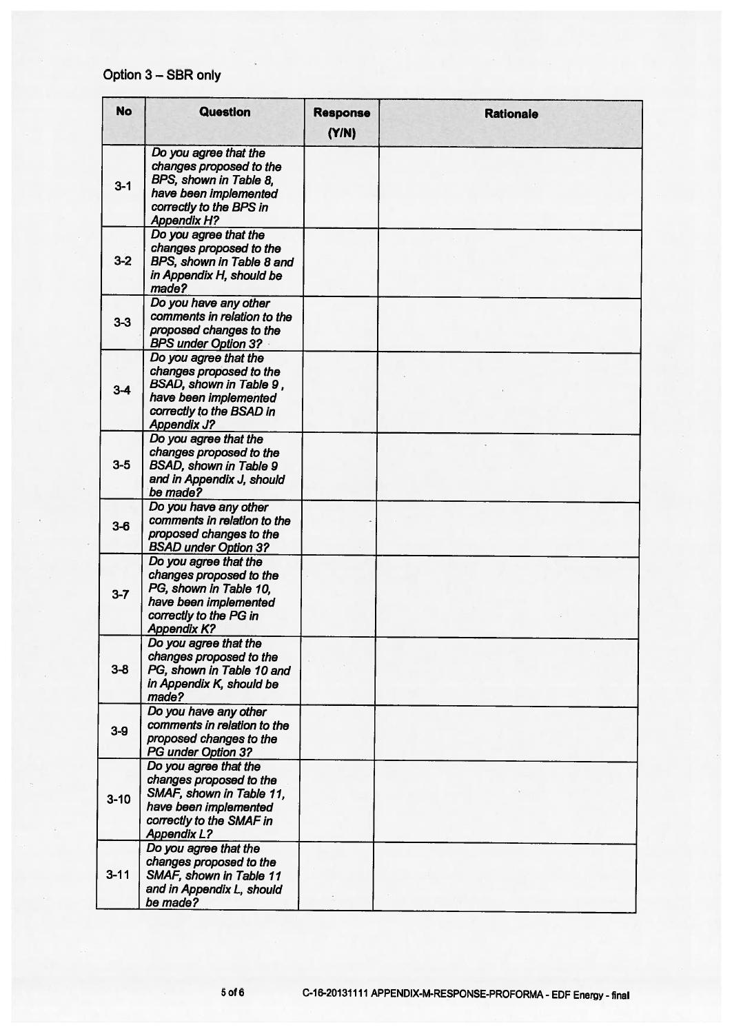Option 3 – SBR only

| No | Question | Response (Y/N) | Rationale |
|---|---|---|---|
| 3-1 | *Do you agree that the changes proposed to the BPS, shown in Table 8, have been implemented correctly to the BPS in Appendix H?* | | |
| 3-2 | *Do you agree that the changes proposed to the BPS, shown in Table 8 and in Appendix H, should be made?* | | |
| 3-3 | *Do you have any other comments in relation to the proposed changes to the BPS under Option 3?* | | |
| 3-4 | *Do you agree that the changes proposed to the BSAD, shown in Table 9 , have been implemented correctly to the BSAD in Appendix J?* | | |
| 3-5 | *Do you agree that the changes proposed to the BSAD, shown in Table 9 and in Appendix J, should be made?* | | |
| 3-6 | *Do you have any other comments in relation to the proposed changes to the BSAD under Option 3?* | | |
| 3-7 | *Do you agree that the changes proposed to the PG, shown in Table 10, have been implemented correctly to the PG in Appendix K?* | | |
| 3-8 | *Do you agree that the changes proposed to the PG, shown in Table 10 and in Appendix K, should be made?* | | |
| 3-9 | *Do you have any other comments in relation to the proposed changes to the PG under Option 3?* | | |
| 3-10 | *Do you agree that the changes proposed to the SMAF, shown in Table 11, have been implemented correctly to the SMAF in Appendix L?* | | |
| 3-11 | *Do you agree that the changes proposed to the SMAF, shown in Table 11 and in Appendix L, should be made?* | | |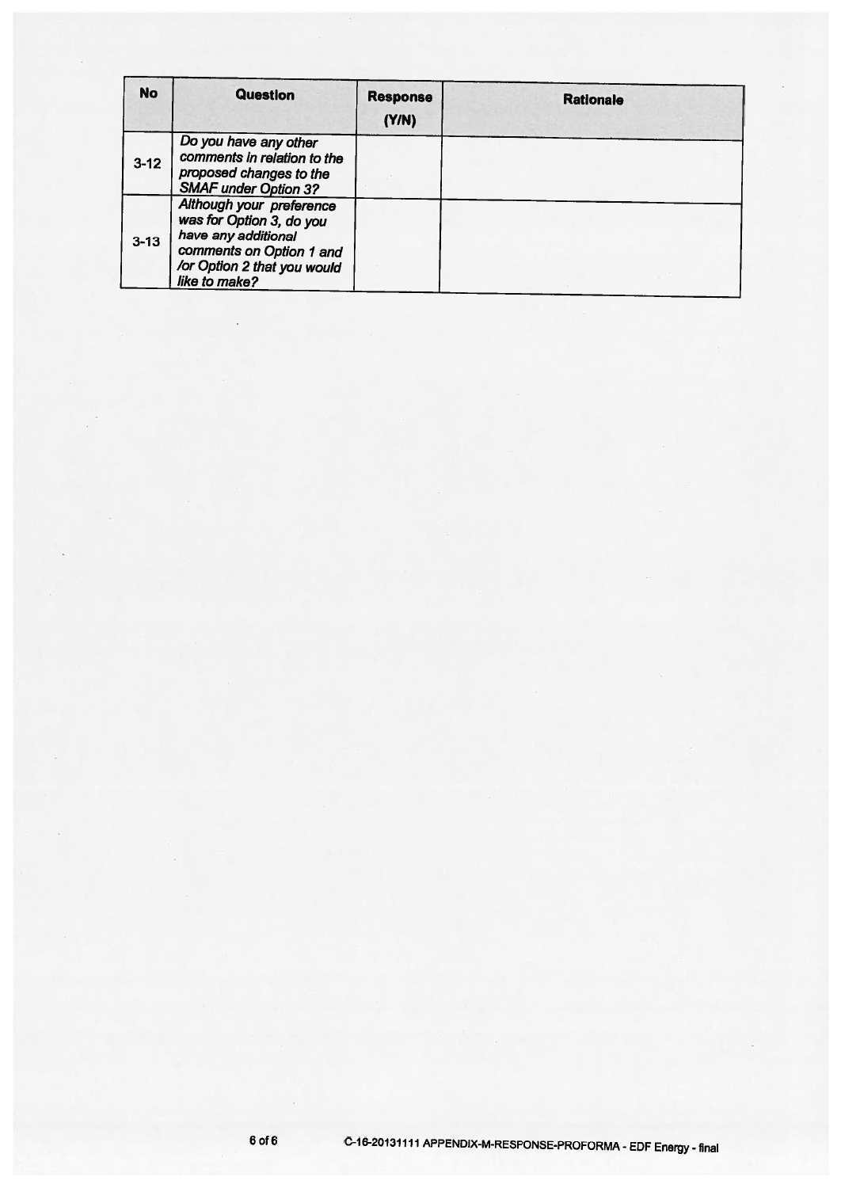| No | Question | Response (Y/N) | Rationale |
|---|---|---|---|
| 3-12 | *Do you have any other comments in relation to the proposed changes to the SMAF under Option 3?* | | |
| 3-13 | *Although your preference was for Option 3, do you have any additional comments on Option 1 and /or Option 2 that you would like to make?* | | |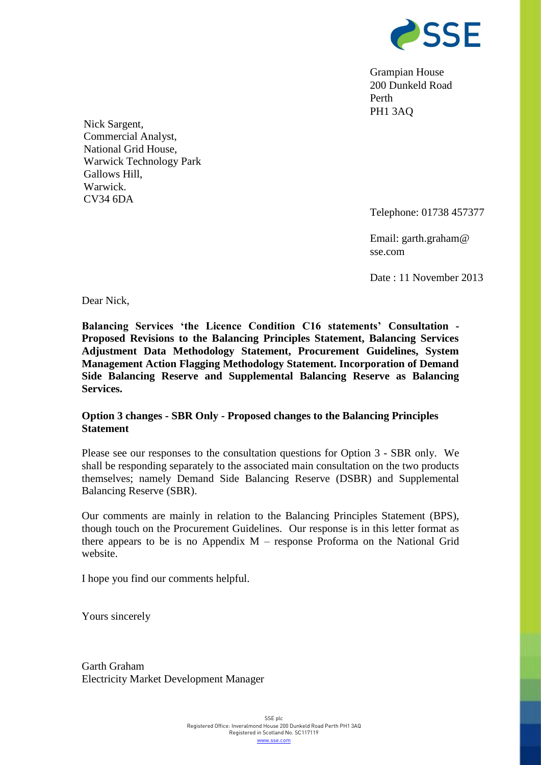Grampian House
200 Dunkeld Road
Perth
PH1 3AQ

Nick Sargent,
Commercial Analyst,
National Grid House,
Warwick Technology Park
Gallows Hill,
Warwick.
CV34 6DA

Telephone: 01738 457377

Email: garth.graham@sse.com

Date : 11 November 2013

Dear Nick,

**Balancing Services 'the Licence Condition C16 statements' Consultation - Proposed Revisions to the Balancing Principles Statement, Balancing Services Adjustment Data Methodology Statement, Procurement Guidelines, System Management Action Flagging Methodology Statement. Incorporation of Demand Side Balancing Reserve and Supplemental Balancing Reserve as Balancing Services.**

**Option 3 changes - SBR Only - Proposed changes to the Balancing Principles Statement**

Please see our responses to the consultation questions for Option 3 - SBR only. We shall be responding separately to the associated main consultation on the two products themselves; namely Demand Side Balancing Reserve (DSBR) and Supplemental Balancing Reserve (SBR).

Our comments are mainly in relation to the Balancing Principles Statement (BPS), though touch on the Procurement Guidelines. Our response is in this letter format as there appears to be is no Appendix M – response Proforma on the National Grid website.

I hope you find our comments helpful.

Yours sincerely

Garth Graham
Electricity Market Development Manager

SSE plc
Registered Office: Inveralmond House 200 Dunkeld Road Perth PH1 3AQ
Registered in Scotland No. SC117119
www.sse.com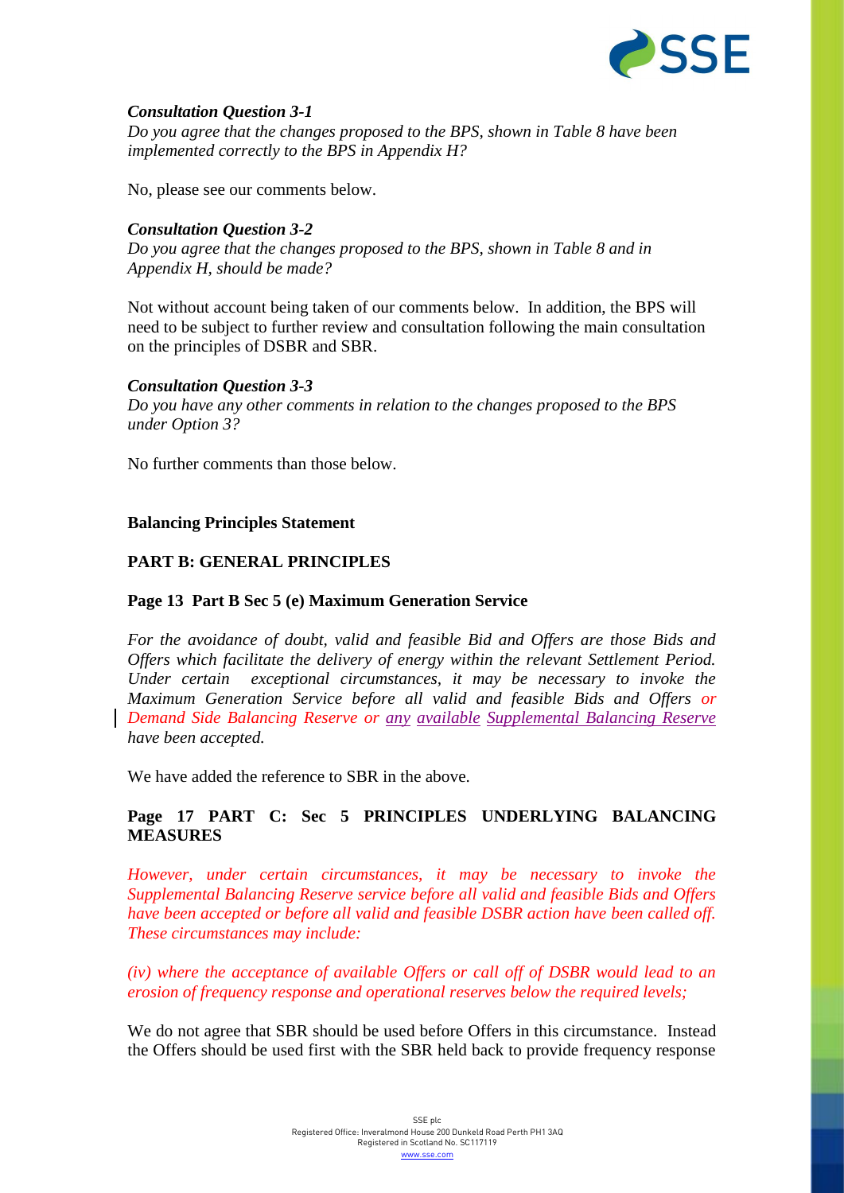***Consultation Question 3-1***
*Do you agree that the changes proposed to the BPS, shown in Table 8 have been implemented correctly to the BPS in Appendix H?*

No, please see our comments below.

***Consultation Question 3-2***
*Do you agree that the changes proposed to the BPS, shown in Table 8 and in Appendix H, should be made?*

Not without account being taken of our comments below. In addition, the BPS will need to be subject to further review and consultation following the main consultation on the principles of DSBR and SBR.

***Consultation Question 3-3***
*Do you have any other comments in relation to the changes proposed to the BPS under Option 3?*

No further comments than those below.

**Balancing Principles Statement**

**PART B: GENERAL PRINCIPLES**

**Page 13 Part B Sec 5 (e) Maximum Generation Service**

*For the avoidance of doubt, valid and feasible Bid and Offers are those Bids and Offers which facilitate the delivery of energy within the relevant Settlement Period. Under certain exceptional circumstances, it may be necessary to invoke the Maximum Generation Service before all valid and feasible Bids and Offers or Demand Side Balancing Reserve or any available Supplemental Balancing Reserve have been accepted.*

We have added the reference to SBR in the above.

**Page 17 PART C: Sec 5 PRINCIPLES UNDERLYING BALANCING MEASURES**

*However, under certain circumstances, it may be necessary to invoke the Supplemental Balancing Reserve service before all valid and feasible Bids and Offers have been accepted or before all valid and feasible DSBR action have been called off. These circumstances may include:*

*(iv) where the acceptance of available Offers or call off of DSBR would lead to an erosion of frequency response and operational reserves below the required levels;*

We do not agree that SBR should be used before Offers in this circumstance. Instead the Offers should be used first with the SBR held back to provide frequency response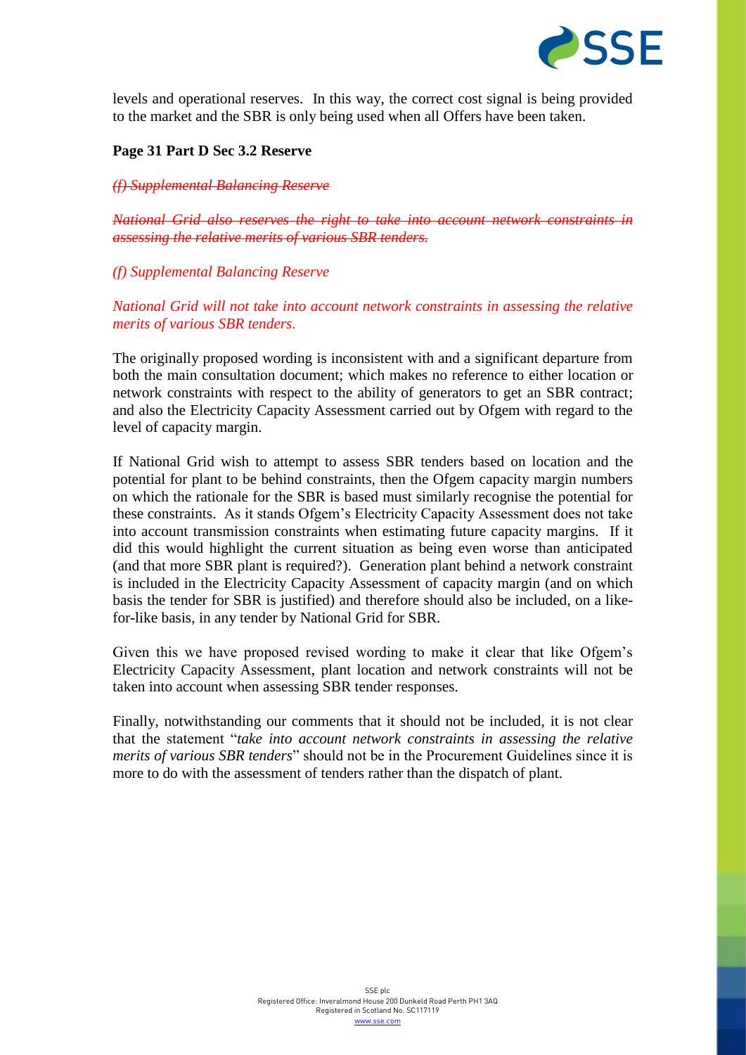levels and operational reserves. In this way, the correct cost signal is being provided to the market and the SBR is only being used when all Offers have been taken.

**Page 31 Part D Sec 3.2 Reserve**

~~*(f) Supplemental Balancing Reserve*~~

~~*National Grid also reserves the right to take into account network constraints in assessing the relative merits of various SBR tenders.*~~

*(f) Supplemental Balancing Reserve*

*National Grid will not take into account network constraints in assessing the relative merits of various SBR tenders.*

The originally proposed wording is inconsistent with and a significant departure from both the main consultation document; which makes no reference to either location or network constraints with respect to the ability of generators to get an SBR contract; and also the Electricity Capacity Assessment carried out by Ofgem with regard to the level of capacity margin.

If National Grid wish to attempt to assess SBR tenders based on location and the potential for plant to be behind constraints, then the Ofgem capacity margin numbers on which the rationale for the SBR is based must similarly recognise the potential for these constraints. As it stands Ofgem's Electricity Capacity Assessment does not take into account transmission constraints when estimating future capacity margins. If it did this would highlight the current situation as being even worse than anticipated (and that more SBR plant is required?). Generation plant behind a network constraint is included in the Electricity Capacity Assessment of capacity margin (and on which basis the tender for SBR is justified) and therefore should also be included, on a like-for-like basis, in any tender by National Grid for SBR.

Given this we have proposed revised wording to make it clear that like Ofgem's Electricity Capacity Assessment, plant location and network constraints will not be taken into account when assessing SBR tender responses.

Finally, notwithstanding our comments that it should not be included, it is not clear that the statement "*take into account network constraints in assessing the relative merits of various SBR tenders*" should not be in the Procurement Guidelines since it is more to do with the assessment of tenders rather than the dispatch of plant.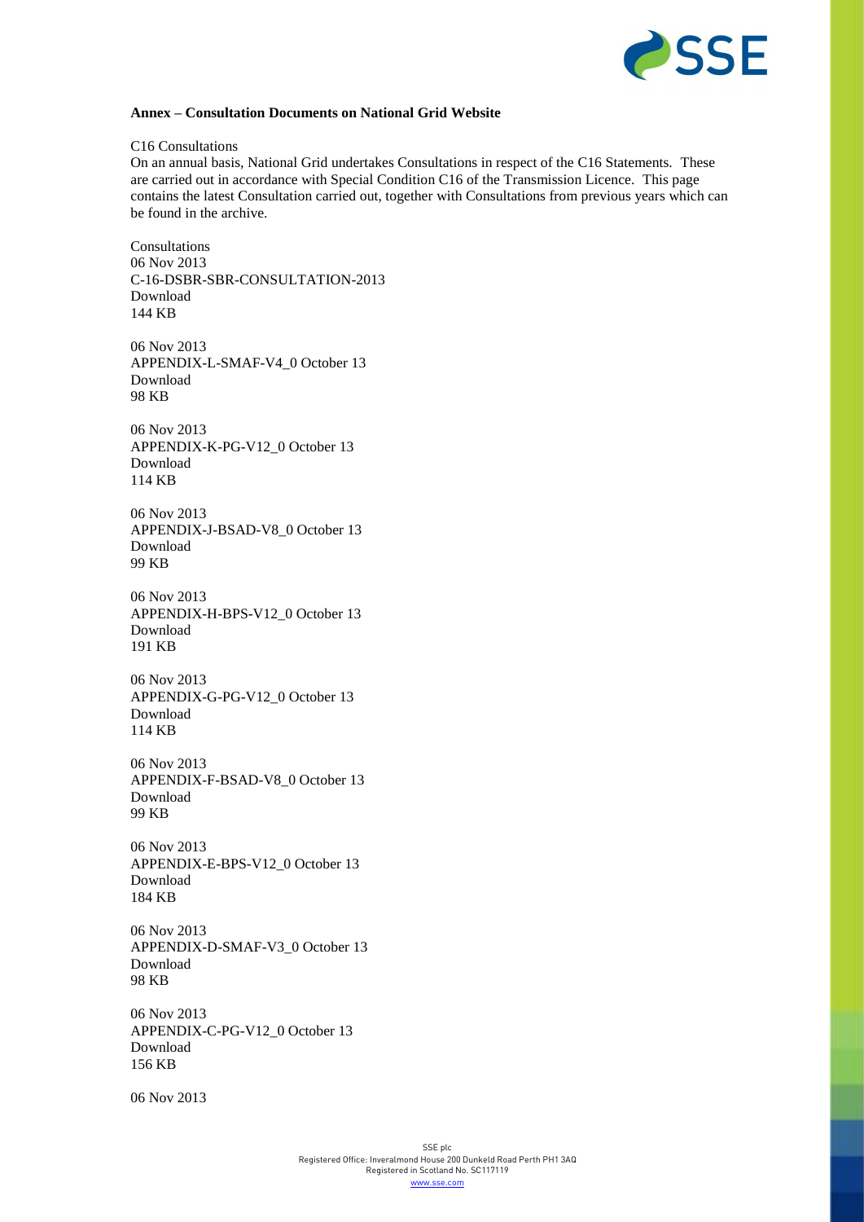**Annex – Consultation Documents on National Grid Website**

C16 Consultations

On an annual basis, National Grid undertakes Consultations in respect of the C16 Statements. These are carried out in accordance with Special Condition C16 of the Transmission Licence. This page contains the latest Consultation carried out, together with Consultations from previous years which can be found in the archive.

Consultations

06 Nov 2013
C-16-DSBR-SBR-CONSULTATION-2013
Download
144 KB

06 Nov 2013
APPENDIX-L-SMAF-V4_0 October 13
Download
98 KB

06 Nov 2013
APPENDIX-K-PG-V12_0 October 13
Download
114 KB

06 Nov 2013
APPENDIX-J-BSAD-V8_0 October 13
Download
99 KB

06 Nov 2013
APPENDIX-H-BPS-V12_0 October 13
Download
191 KB

06 Nov 2013
APPENDIX-G-PG-V12_0 October 13
Download
114 KB

06 Nov 2013
APPENDIX-F-BSAD-V8_0 October 13
Download
99 KB

06 Nov 2013
APPENDIX-E-BPS-V12_0 October 13
Download
184 KB

06 Nov 2013
APPENDIX-D-SMAF-V3_0 October 13
Download
98 KB

06 Nov 2013
APPENDIX-C-PG-V12_0 October 13
Download
156 KB

06 Nov 2013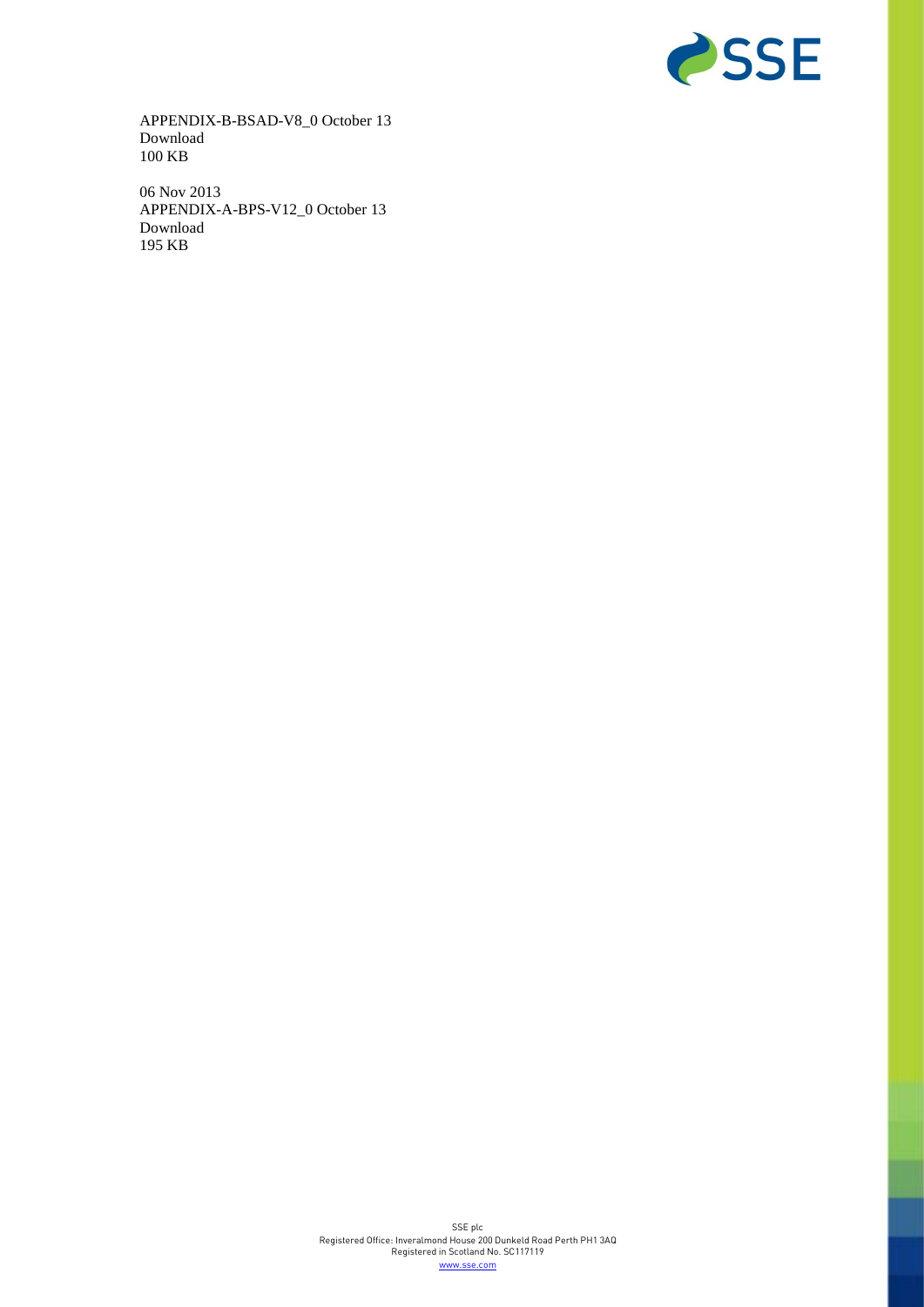APPENDIX-B-BSAD-V8_0 October 13
Download
100 KB

06 Nov 2013
APPENDIX-A-BPS-V12_0 October 13
Download
195 KB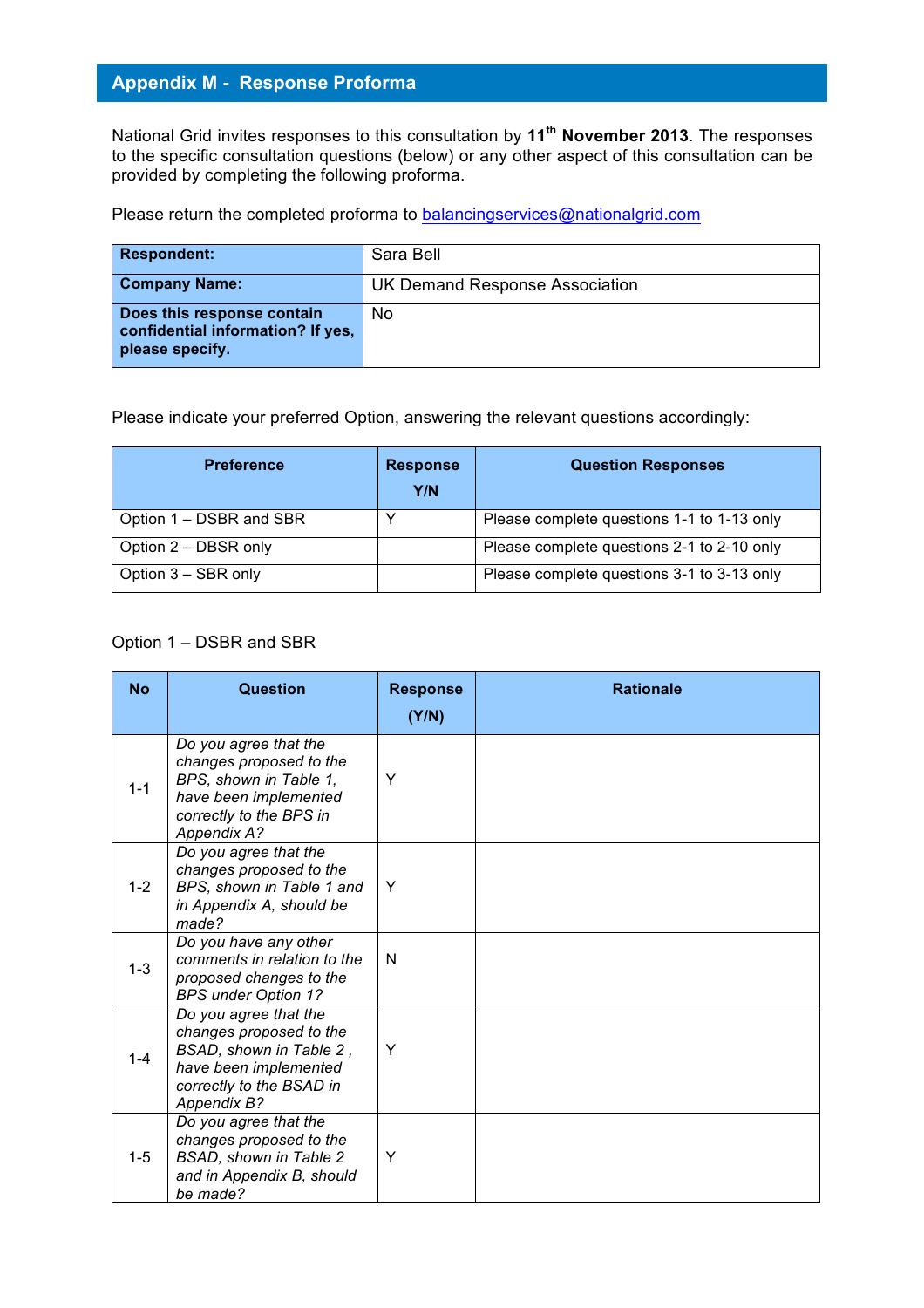## Appendix M - Response Proforma

National Grid invites responses to this consultation by **11th November 2013**. The responses to the specific consultation questions (below) or any other aspect of this consultation can be provided by completing the following proforma.

Please return the completed proforma to balancingservices@nationalgrid.com

| **Respondent:** | Sara Bell |
|---|---|
| **Company Name:** | UK Demand Response Association |
| **Does this response contain confidential information? If yes, please specify.** | No |

Please indicate your preferred Option, answering the relevant questions accordingly:

| Preference | Response Y/N | Question Responses |
|---|---|---|
| Option 1 – DSBR and SBR | Y | Please complete questions 1-1 to 1-13 only |
| Option 2 – DBSR only | | Please complete questions 2-1 to 2-10 only |
| Option 3 – SBR only | | Please complete questions 3-1 to 3-13 only |

Option 1 – DSBR and SBR

| No | Question | Response (Y/N) | Rationale |
|---|---|---|---|
| 1-1 | *Do you agree that the changes proposed to the BPS, shown in Table 1, have been implemented correctly to the BPS in Appendix A?* | Y | |
| 1-2 | *Do you agree that the changes proposed to the BPS, shown in Table 1 and in Appendix A, should be made?* | Y | |
| 1-3 | *Do you have any other comments in relation to the proposed changes to the BPS under Option 1?* | N | |
| 1-4 | *Do you agree that the changes proposed to the BSAD, shown in Table 2 , have been implemented correctly to the BSAD in Appendix B?* | Y | |
| 1-5 | *Do you agree that the changes proposed to the BSAD, shown in Table 2 and in Appendix B, should be made?* | Y | |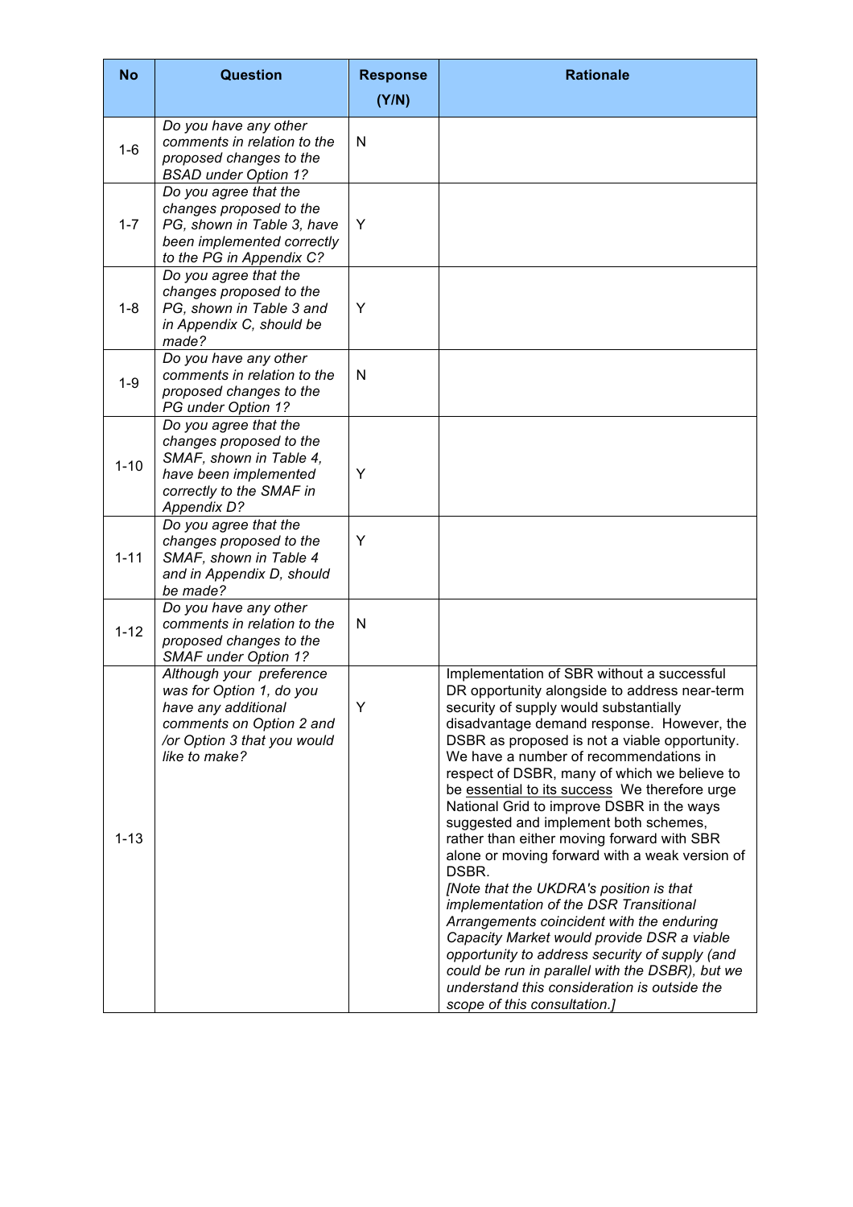| No | Question | Response (Y/N) | Rationale |
|---|---|---|---|
| 1-6 | *Do you have any other comments in relation to the proposed changes to the BSAD under Option 1?* | N | |
| 1-7 | *Do you agree that the changes proposed to the PG, shown in Table 3, have been implemented correctly to the PG in Appendix C?* | Y | |
| 1-8 | *Do you agree that the changes proposed to the PG, shown in Table 3 and in Appendix C, should be made?* | Y | |
| 1-9 | *Do you have any other comments in relation to the proposed changes to the PG under Option 1?* | N | |
| 1-10 | *Do you agree that the changes proposed to the SMAF, shown in Table 4, have been implemented correctly to the SMAF in Appendix D?* | Y | |
| 1-11 | *Do you agree that the changes proposed to the SMAF, shown in Table 4 and in Appendix D, should be made?* | Y | |
| 1-12 | *Do you have any other comments in relation to the proposed changes to the SMAF under Option 1?* | N | |
| 1-13 | *Although your preference was for Option 1, do you have any additional comments on Option 2 and /or Option 3 that you would like to make?* | Y | Implementation of SBR without a successful DR opportunity alongside to address near-term security of supply would substantially disadvantage demand response. However, the DSBR as proposed is not a viable opportunity. We have a number of recommendations in respect of DSBR, many of which we believe to be <u>essential to its success</u> We therefore urge National Grid to improve DSBR in the ways suggested and implement both schemes, rather than either moving forward with SBR alone or moving forward with a weak version of DSBR. *[Note that the UKDRA's position is that implementation of the DSR Transitional Arrangements coincident with the enduring Capacity Market would provide DSR a viable opportunity to address security of supply (and could be run in parallel with the DSBR), but we understand this consideration is outside the scope of this consultation.]* |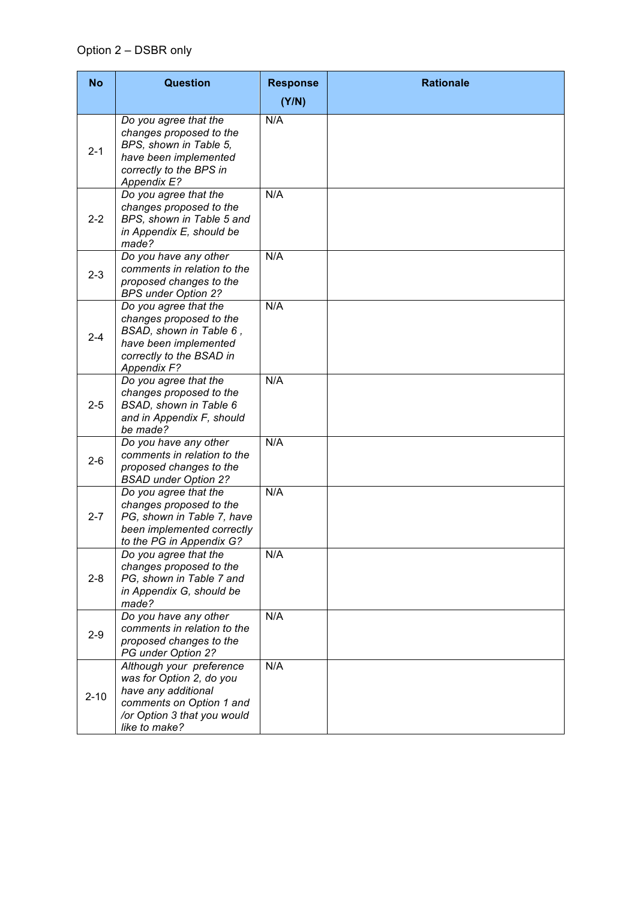Option 2 – DSBR only

| No | Question | Response (Y/N) | Rationale |
|---|---|---|---|
| 2-1 | *Do you agree that the changes proposed to the BPS, shown in Table 5, have been implemented correctly to the BPS in Appendix E?* | N/A | |
| 2-2 | *Do you agree that the changes proposed to the BPS, shown in Table 5 and in Appendix E, should be made?* | N/A | |
| 2-3 | *Do you have any other comments in relation to the proposed changes to the BPS under Option 2?* | N/A | |
| 2-4 | *Do you agree that the changes proposed to the BSAD, shown in Table 6 , have been implemented correctly to the BSAD in Appendix F?* | N/A | |
| 2-5 | *Do you agree that the changes proposed to the BSAD, shown in Table 6 and in Appendix F, should be made?* | N/A | |
| 2-6 | *Do you have any other comments in relation to the proposed changes to the BSAD under Option 2?* | N/A | |
| 2-7 | *Do you agree that the changes proposed to the PG, shown in Table 7, have been implemented correctly to the PG in Appendix G?* | N/A | |
| 2-8 | *Do you agree that the changes proposed to the PG, shown in Table 7 and in Appendix G, should be made?* | N/A | |
| 2-9 | *Do you have any other comments in relation to the proposed changes to the PG under Option 2?* | N/A | |
| 2-10 | *Although your preference was for Option 2, do you have any additional comments on Option 1 and /or Option 3 that you would like to make?* | N/A | |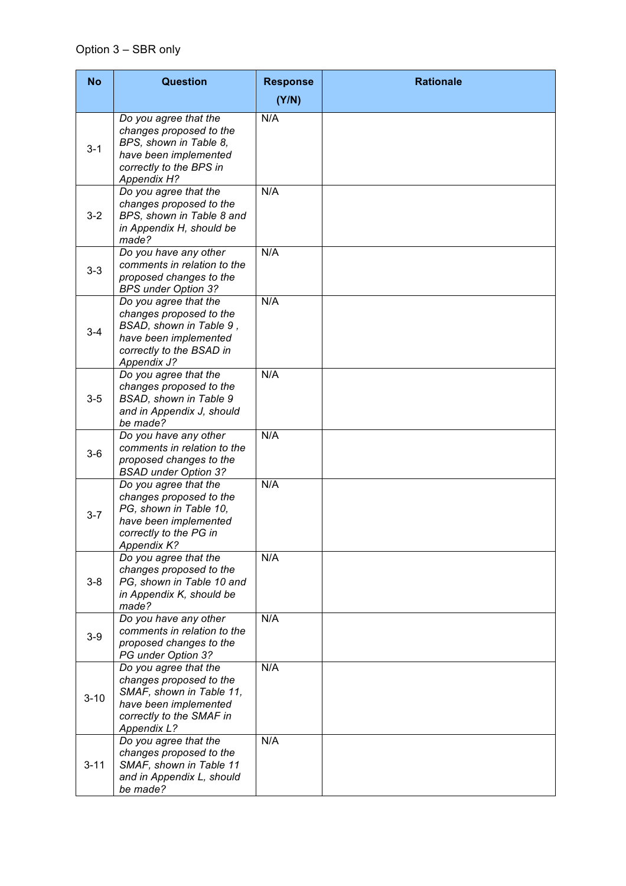Option 3 – SBR only

| No | Question | Response (Y/N) | Rationale |
|---|---|---|---|
| 3-1 | *Do you agree that the changes proposed to the BPS, shown in Table 8, have been implemented correctly to the BPS in Appendix H?* | N/A | |
| 3-2 | *Do you agree that the changes proposed to the BPS, shown in Table 8 and in Appendix H, should be made?* | N/A | |
| 3-3 | *Do you have any other comments in relation to the proposed changes to the BPS under Option 3?* | N/A | |
| 3-4 | *Do you agree that the changes proposed to the BSAD, shown in Table 9 , have been implemented correctly to the BSAD in Appendix J?* | N/A | |
| 3-5 | *Do you agree that the changes proposed to the BSAD, shown in Table 9 and in Appendix J, should be made?* | N/A | |
| 3-6 | *Do you have any other comments in relation to the proposed changes to the BSAD under Option 3?* | N/A | |
| 3-7 | *Do you agree that the changes proposed to the PG, shown in Table 10, have been implemented correctly to the PG in Appendix K?* | N/A | |
| 3-8 | *Do you agree that the changes proposed to the PG, shown in Table 10 and in Appendix K, should be made?* | N/A | |
| 3-9 | *Do you have any other comments in relation to the proposed changes to the PG under Option 3?* | N/A | |
| 3-10 | *Do you agree that the changes proposed to the SMAF, shown in Table 11, have been implemented correctly to the SMAF in Appendix L?* | N/A | |
| 3-11 | *Do you agree that the changes proposed to the SMAF, shown in Table 11 and in Appendix L, should be made?* | N/A | |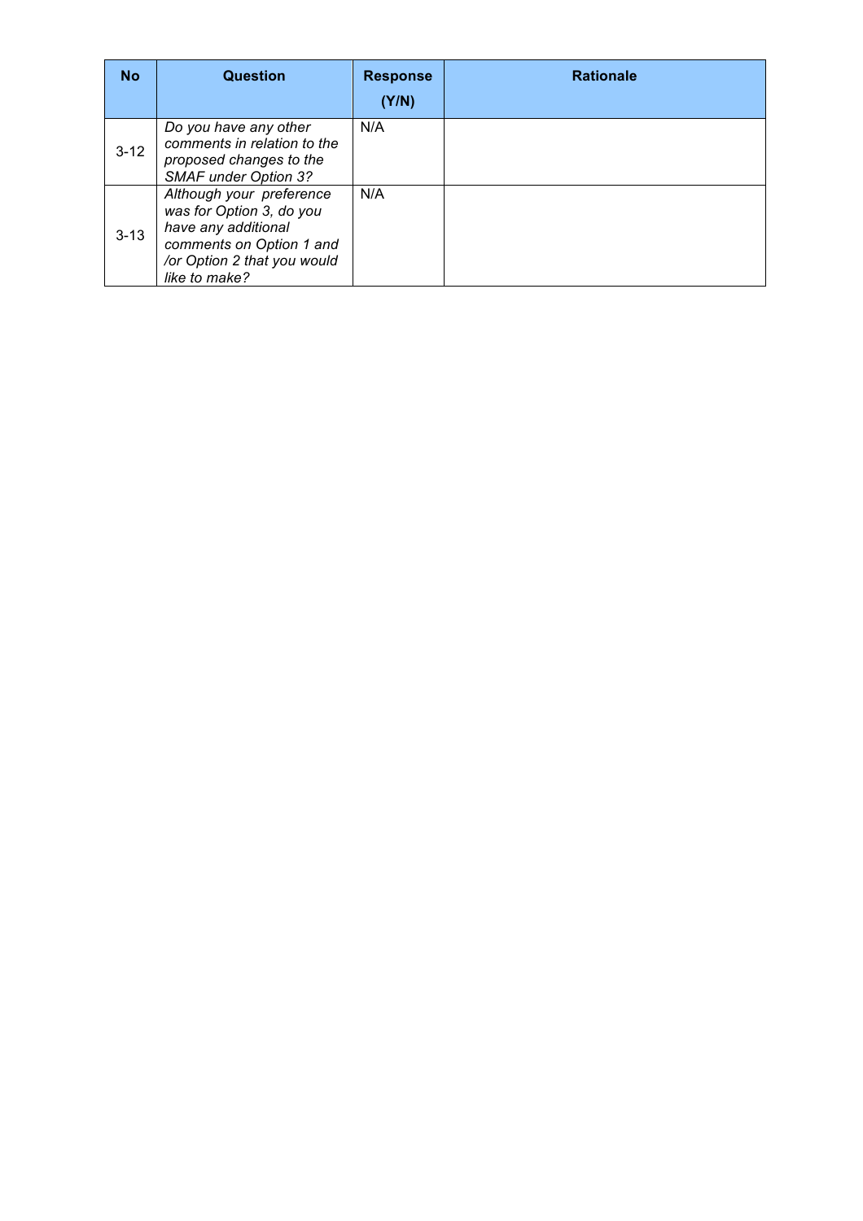| No | Question | Response (Y/N) | Rationale |
|---|---|---|---|
| 3-12 | *Do you have any other comments in relation to the proposed changes to the SMAF under Option 3?* | N/A | |
| 3-13 | *Although your preference was for Option 3, do you have any additional comments on Option 1 and /or Option 2 that you would like to make?* | N/A | |